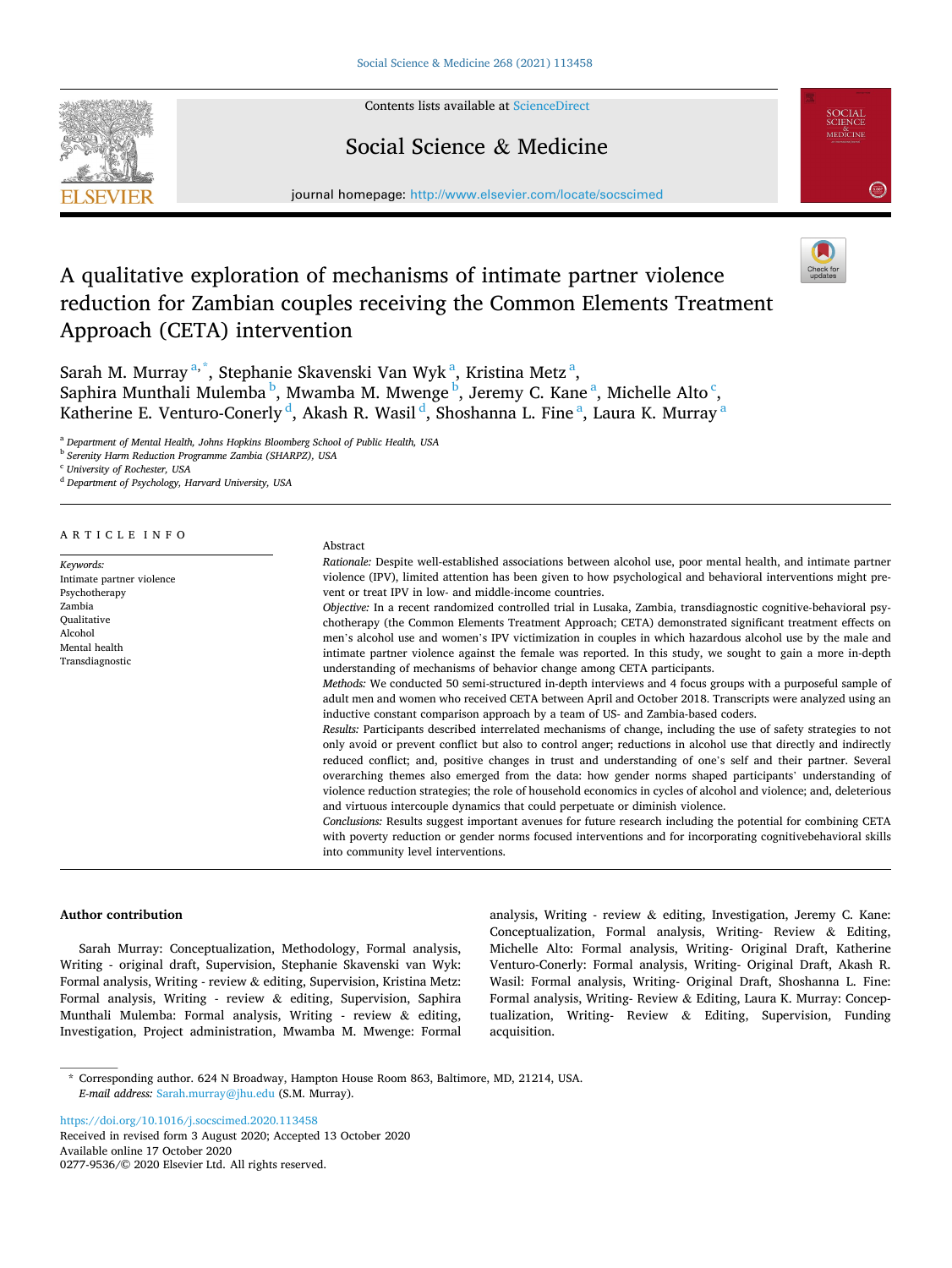# A qualitative exploration of mechanisms of intimate partner violence reduction for Zambian couples receiving the Common Elements Treatment Approach (CETA) intervention

Sarah M. Murray [a,*], Stephanie Skavenski Van Wyk [a], Kristina Metz [a], Saphira Munthali Mulemba [b], Mwamba M. Mwenge [b], Jeremy C. Kane [a], Michelle Alto [c], Katherine E. Venturo-Conerly [d], Akash R. Wasil [d], Shoshanna L. Fine [a], Laura K. Murray [a]

[a] Department of Mental Health, Johns Hopkins Bloomberg School of Public Health, USA
[b] Serenity Harm Reduction Programme Zambia (SHARPZ), USA
[c] University of Rochester, USA
[d] Department of Psychology, Harvard University, USA

## ARTICLE INFO

*Keywords:*
Intimate partner violence
Psychotherapy
Zambia
Qualitative
Alcohol
Mental health
Transdiagnostic

## Abstract

*Rationale:* Despite well-established associations between alcohol use, poor mental health, and intimate partner violence (IPV), limited attention has been given to how psychological and behavioral interventions might prevent or treat IPV in low- and middle-income countries.

*Objective:* In a recent randomized controlled trial in Lusaka, Zambia, transdiagnostic cognitive-behavioral psychotherapy (the Common Elements Treatment Approach; CETA) demonstrated significant treatment effects on men's alcohol use and women's IPV victimization in couples in which hazardous alcohol use by the male and intimate partner violence against the female was reported. In this study, we sought to gain a more in-depth understanding of mechanisms of behavior change among CETA participants.

*Methods:* We conducted 50 semi-structured in-depth interviews and 4 focus groups with a purposeful sample of adult men and women who received CETA between April and October 2018. Transcripts were analyzed using an inductive constant comparison approach by a team of US- and Zambia-based coders.

*Results:* Participants described interrelated mechanisms of change, including the use of safety strategies to not only avoid or prevent conflict but also to control anger; reductions in alcohol use that directly and indirectly reduced conflict; and, positive changes in trust and understanding of one's self and their partner. Several overarching themes also emerged from the data: how gender norms shaped participants' understanding of violence reduction strategies; the role of household economics in cycles of alcohol and violence; and, deleterious and virtuous intercouple dynamics that could perpetuate or diminish violence.

*Conclusions:* Results suggest important avenues for future research including the potential for combining CETA with poverty reduction or gender norms focused interventions and for incorporating cognitivebehavioral skills into community level interventions.

## Author contribution

Sarah Murray: Conceptualization, Methodology, Formal analysis, Writing - original draft, Supervision, Stephanie Skavenski van Wyk: Formal analysis, Writing - review & editing, Supervision, Kristina Metz: Formal analysis, Writing - review & editing, Supervision, Saphira Munthali Mulemba: Formal analysis, Writing - review & editing, Investigation, Project administration, Mwamba M. Mwenge: Formal analysis, Writing - review & editing, Investigation, Jeremy C. Kane: Conceptualization, Formal analysis, Writing- Review & Editing, Michelle Alto: Formal analysis, Writing- Original Draft, Katherine Venturo-Conerly: Formal analysis, Writing- Original Draft, Akash R. Wasil: Formal analysis, Writing- Original Draft, Shoshanna L. Fine: Formal analysis, Writing- Review & Editing, Laura K. Murray: Conceptualization, Writing- Review & Editing, Supervision, Funding acquisition.

\* Corresponding author. 624 N Broadway, Hampton House Room 863, Baltimore, MD, 21214, USA.
*E-mail address:* Sarah.murray@jhu.edu (S.M. Murray).

https://doi.org/10.1016/j.socscimed.2020.113458
Received in revised form 3 August 2020; Accepted 13 October 2020
Available online 17 October 2020
0277-9536/© 2020 Elsevier Ltd. All rights reserved.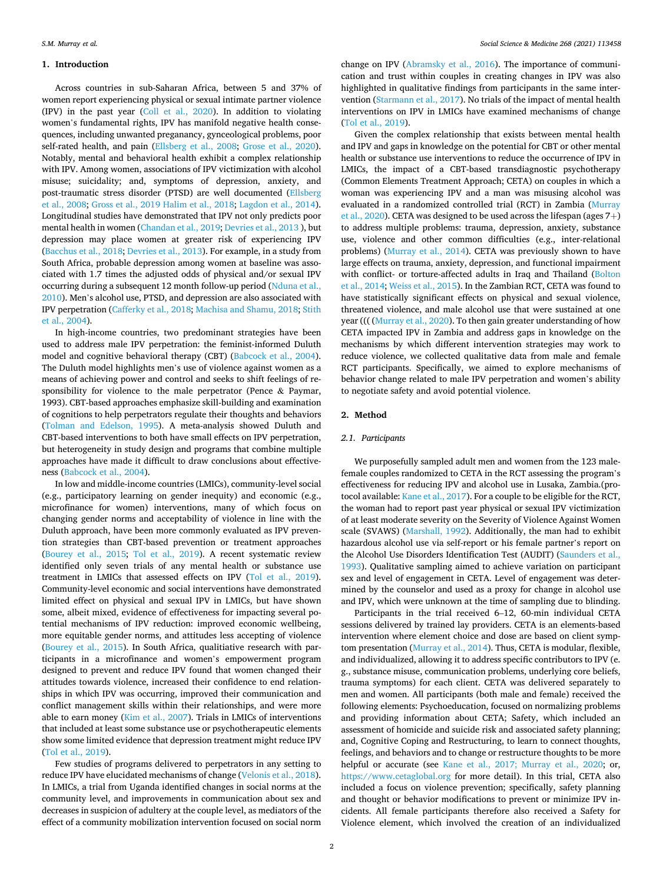## 1. Introduction

Across countries in sub-Saharan Africa, between 5 and 37% of women report experiencing physical or sexual intimate partner violence (IPV) in the past year (Coll et al., 2020). In addition to violating women's fundamental rights, IPV has manifold negative health consequences, including unwanted preganancy, gynceological problems, poor self-rated health, and pain (Ellsberg et al., 2008; Grose et al., 2020). Notably, mental and behavioral health exhibit a complex relationship with IPV. Among women, associations of IPV victimization with alcohol misuse; suicidality; and, symptoms of depression, anxiety, and post-traumatic stress disorder (PTSD) are well documented (Ellsberg et al., 2008; Gross et al., 2019 Halim et al., 2018; Lagdon et al., 2014). Longitudinal studies have demonstrated that IPV not only predicts poor mental health in women (Chandan et al., 2019; Devries et al., 2013 ), but depression may place women at greater risk of experiencing IPV (Bacchus et al., 2018; Devries et al., 2013). For example, in a study from South Africa, probable depression among women at baseline was associated with 1.7 times the adjusted odds of physical and/or sexual IPV occurring during a subsequent 12 month follow-up period (Nduna et al., 2010). Men's alcohol use, PTSD, and depression are also associated with IPV perpetration (Cafferky et al., 2018; Machisa and Shamu, 2018; Stith et al., 2004).

In high-income countries, two predominant strategies have been used to address male IPV perpetration: the feminist-informed Duluth model and cognitive behavioral therapy (CBT) (Babcock et al., 2004). The Duluth model highlights men's use of violence against women as a means of achieving power and control and seeks to shift feelings of responsibility for violence to the male perpetrator (Pence & Paymar, 1993). CBT-based approaches emphasize skill-building and examination of cognitions to help perpetrators regulate their thoughts and behaviors (Tolman and Edelson, 1995). A meta-analysis showed Duluth and CBT-based interventions to both have small effects on IPV perpetration, but heterogeneity in study design and programs that combine multiple approaches have made it difficult to draw conclusions about effectiveness (Babcock et al., 2004).

In low and middle-income countries (LMICs), community-level social (e.g., participatory learning on gender inequity) and economic (e.g., microfinance for women) interventions, many of which focus on changing gender norms and acceptability of violence in line with the Duluth approach, have been more commonly evaluated as IPV prevention strategies than CBT-based prevention or treatment approaches (Bourey et al., 2015; Tol et al., 2019). A recent systematic review identified only seven trials of any mental health or substance use treatment in LMICs that assessed effects on IPV (Tol et al., 2019). Community-level economic and social interventions have demonstrated limited effect on physical and sexual IPV in LMICs, but have shown some, albeit mixed, evidence of effectiveness for impacting several potential mechanisms of IPV reduction: improved economic wellbeing, more equitable gender norms, and attitudes less accepting of violence (Bourey et al., 2015). In South Africa, qualitative research with participants in a microfinance and women's empowerment program designed to prevent and reduce IPV found that women changed their attitudes towards violence, increased their confidence to end relationships in which IPV was occurring, improved their communication and conflict management skills within their relationships, and were more able to earn money (Kim et al., 2007). Trials in LMICs of interventions that included at least some substance use or psychotherapeutic elements show some limited evidence that depression treatment might reduce IPV (Tol et al., 2019).

Few studies of programs delivered to perpetrators in any setting to reduce IPV have elucidated mechanisms of change (Velonis et al., 2018). In LMICs, a trial from Uganda identified changes in social norms at the community level, and improvements in communication about sex and decreases in suspicion of adultery at the couple level, as mediators of the effect of a community mobilization intervention focused on social norm change on IPV (Abramsky et al., 2016). The importance of communication and trust within couples in creating changes in IPV was also highlighted in qualitative findings from participants in the same intervention (Starmann et al., 2017). No trials of the impact of mental health interventions on IPV in LMICs have examined mechanisms of change (Tol et al., 2019).

Given the complex relationship that exists between mental health and IPV and gaps in knowledge on the potential for CBT or other mental health or substance use interventions to reduce the occurrence of IPV in LMICs, the impact of a CBT-based transdiagnostic psychotherapy (Common Elements Treatment Approach; CETA) on couples in which a woman was experiencing IPV and a man was misusing alcohol was evaluated in a randomized controlled trial (RCT) in Zambia (Murray et al., 2020). CETA was designed to be used across the lifespan (ages 7+) to address multiple problems: trauma, depression, anxiety, substance use, violence and other common difficulties (e.g., inter-relational problems) (Murray et al., 2014). CETA was previously shown to have large effects on trauma, anxiety, depression, and functional impairment with conflict- or torture-affected adults in Iraq and Thailand (Bolton et al., 2014; Weiss et al., 2015). In the Zambian RCT, CETA was found to have statistically significant effects on physical and sexual violence, threatened violence, and male alcohol use that were sustained at one year ((( (Murray et al., 2020). To then gain greater understanding of how CETA impacted IPV in Zambia and address gaps in knowledge on the mechanisms by which different intervention strategies may work to reduce violence, we collected qualitative data from male and female RCT participants. Specifically, we aimed to explore mechanisms of behavior change related to male IPV perpetration and women's ability to negotiate safety and avoid potential violence.

## 2. Method

### 2.1. Participants

We purposefully sampled adult men and women from the 123 male-female couples randomized to CETA in the RCT assessing the program's effectiveness for reducing IPV and alcohol use in Lusaka, Zambia.(protocol available: Kane et al., 2017). For a couple to be eligible for the RCT, the woman had to report past year physical or sexual IPV victimization of at least moderate severity on the Severity of Violence Against Women scale (SVAWS) (Marshall, 1992). Additionally, the man had to exhibit hazardous alcohol use via self-report or his female partner's report on the Alcohol Use Disorders Identification Test (AUDIT) (Saunders et al., 1993). Qualitative sampling aimed to achieve variation on participant sex and level of engagement in CETA. Level of engagement was determined by the counselor and used as a proxy for change in alcohol use and IPV, which were unknown at the time of sampling due to blinding.

Participants in the trial received 6–12, 60-min individual CETA sessions delivered by trained lay providers. CETA is an elements-based intervention where element choice and dose are based on client symptom presentation (Murray et al., 2014). Thus, CETA is modular, flexible, and individualized, allowing it to address specific contributors to IPV (e.g., substance misuse, communication problems, underlying core beliefs, trauma symptoms) for each client. CETA was delivered separately to men and women. All participants (both male and female) received the following elements: Psychoeducation, focused on normalizing problems and providing information about CETA; Safety, which included an assessment of homicide and suicide risk and associated safety planning; and, Cognitive Coping and Restructuring, to learn to connect thoughts, feelings, and behaviors and to change or restructure thoughts to be more helpful or accurate (see Kane et al., 2017; Murray et al., 2020; or, https://www.cetaglobal.org for more detail). In this trial, CETA also included a focus on violence prevention; specifically, safety planning and thought or behavior modifications to prevent or minimize IPV incidents. All female participants therefore also received a Safety for Violence element, which involved the creation of an individualized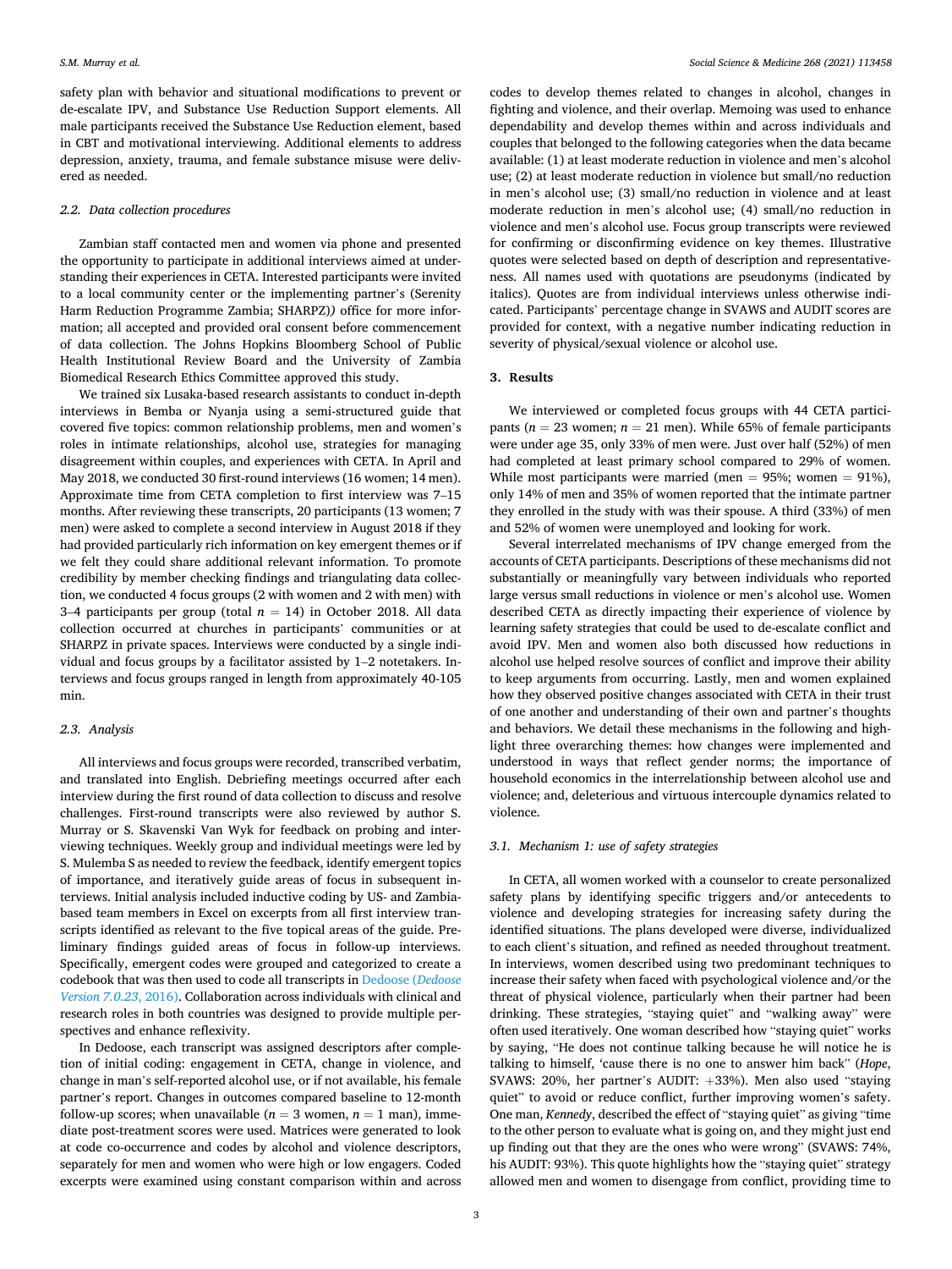safety plan with behavior and situational modifications to prevent or de-escalate IPV, and Substance Use Reduction Support elements. All male participants received the Substance Use Reduction element, based in CBT and motivational interviewing. Additional elements to address depression, anxiety, trauma, and female substance misuse were delivered as needed.

### 2.2. Data collection procedures

Zambian staff contacted men and women via phone and presented the opportunity to participate in additional interviews aimed at understanding their experiences in CETA. Interested participants were invited to a local community center or the implementing partner's (Serenity Harm Reduction Programme Zambia; SHARPZ)) office for more information; all accepted and provided oral consent before commencement of data collection. The Johns Hopkins Bloomberg School of Public Health Institutional Review Board and the University of Zambia Biomedical Research Ethics Committee approved this study.

We trained six Lusaka-based research assistants to conduct in-depth interviews in Bemba or Nyanja using a semi-structured guide that covered five topics: common relationship problems, men and women's roles in intimate relationships, alcohol use, strategies for managing disagreement within couples, and experiences with CETA. In April and May 2018, we conducted 30 first-round interviews (16 women; 14 men). Approximate time from CETA completion to first interview was 7–15 months. After reviewing these transcripts, 20 participants (13 women; 7 men) were asked to complete a second interview in August 2018 if they had provided particularly rich information on key emergent themes or if we felt they could share additional relevant information. To promote credibility by member checking findings and triangulating data collection, we conducted 4 focus groups (2 with women and 2 with men) with 3–4 participants per group (total $n = 14$) in October 2018. All data collection occurred at churches in participants' communities or at SHARPZ in private spaces. Interviews were conducted by a single individual and focus groups by a facilitator assisted by 1–2 notetakers. Interviews and focus groups ranged in length from approximately 40-105 min.

### 2.3. Analysis

All interviews and focus groups were recorded, transcribed verbatim, and translated into English. Debriefing meetings occurred after each interview during the first round of data collection to discuss and resolve challenges. First-round transcripts were also reviewed by author S. Murray or S. Skavenski Van Wyk for feedback on probing and interviewing techniques. Weekly group and individual meetings were led by S. Mulemba S as needed to review the feedback, identify emergent topics of importance, and iteratively guide areas of focus in subsequent interviews. Initial analysis included inductive coding by US- and Zambia-based team members in Excel on excerpts from all first interview transcripts identified as relevant to the five topical areas of the guide. Preliminary findings guided areas of focus in follow-up interviews. Specifically, emergent codes were grouped and categorized to create a codebook that was then used to code all transcripts in Dedoose (*Dedoose Version 7.0.23*, 2016). Collaboration across individuals with clinical and research roles in both countries was designed to provide multiple perspectives and enhance reflexivity.

In Dedoose, each transcript was assigned descriptors after completion of initial coding: engagement in CETA, change in violence, and change in man's self-reported alcohol use, or if not available, his female partner's report. Changes in outcomes compared baseline to 12-month follow-up scores; when unavailable ($n = 3$ women, $n = 1$ man), immediate post-treatment scores were used. Matrices were generated to look at code co-occurrence and codes by alcohol and violence descriptors, separately for men and women who were high or low engagers. Coded excerpts were examined using constant comparison within and across codes to develop themes related to changes in alcohol, changes in fighting and violence, and their overlap. Memoing was used to enhance dependability and develop themes within and across individuals and couples that belonged to the following categories when the data became available: (1) at least moderate reduction in violence and men's alcohol use; (2) at least moderate reduction in violence but small/no reduction in men's alcohol use; (3) small/no reduction in violence and at least moderate reduction in men's alcohol use; (4) small/no reduction in violence and men's alcohol use. Focus group transcripts were reviewed for confirming or disconfirming evidence on key themes. Illustrative quotes were selected based on depth of description and representativeness. All names used with quotations are pseudonyms (indicated by italics). Quotes are from individual interviews unless otherwise indicated. Participants' percentage change in SVAWS and AUDIT scores are provided for context, with a negative number indicating reduction in severity of physical/sexual violence or alcohol use.

## 3. Results

We interviewed or completed focus groups with 44 CETA participants ($n = 23$ women; $n = 21$ men). While 65% of female participants were under age 35, only 33% of men were. Just over half (52%) of men had completed at least primary school compared to 29% of women. While most participants were married (men = 95%; women = 91%), only 14% of men and 35% of women reported that the intimate partner they enrolled in the study with was their spouse. A third (33%) of men and 52% of women were unemployed and looking for work.

Several interrelated mechanisms of IPV change emerged from the accounts of CETA participants. Descriptions of these mechanisms did not substantially or meaningfully vary between individuals who reported large versus small reductions in violence or men's alcohol use. Women described CETA as directly impacting their experience of violence by learning safety strategies that could be used to de-escalate conflict and avoid IPV. Men and women also both discussed how reductions in alcohol use helped resolve sources of conflict and improve their ability to keep arguments from occurring. Lastly, men and women explained how they observed positive changes associated with CETA in their trust of one another and understanding of their own and partner's thoughts and behaviors. We detail these mechanisms in the following and highlight three overarching themes: how changes were implemented and understood in ways that reflect gender norms; the importance of household economics in the interrelationship between alcohol use and violence; and, deleterious and virtuous intercouple dynamics related to violence.

### 3.1. Mechanism 1: use of safety strategies

In CETA, all women worked with a counselor to create personalized safety plans by identifying specific triggers and/or antecedents to violence and developing strategies for increasing safety during the identified situations. The plans developed were diverse, individualized to each client's situation, and refined as needed throughout treatment. In interviews, women described using two predominant techniques to increase their safety when faced with psychological violence and/or the threat of physical violence, particularly when their partner had been drinking. These strategies, "staying quiet" and "walking away" were often used iteratively. One woman described how "staying quiet" works by saying, "He does not continue talking because he will notice he is talking to himself, 'cause there is no one to answer him back" (*Hope*, SVAWS: 20%, her partner's AUDIT: +33%). Men also used "staying quiet" to avoid or reduce conflict, further improving women's safety. One man, *Kennedy*, described the effect of "staying quiet" as giving "time to the other person to evaluate what is going on, and they might just end up finding out that they are the ones who were wrong" (SVAWS: 74%, his AUDIT: 93%). This quote highlights how the "staying quiet" strategy allowed men and women to disengage from conflict, providing time to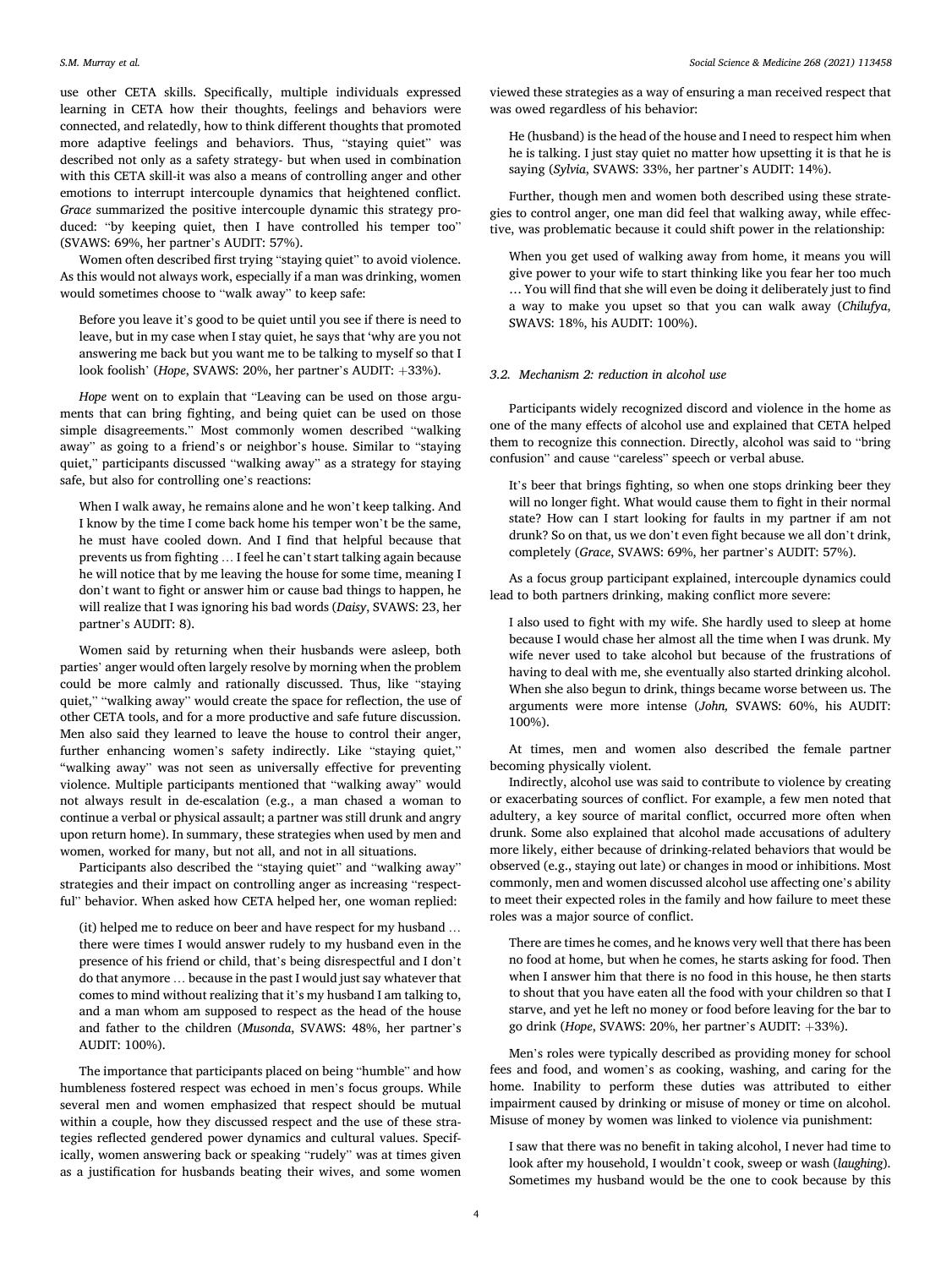use other CETA skills. Specifically, multiple individuals expressed learning in CETA how their thoughts, feelings and behaviors were connected, and relatedly, how to think different thoughts that promoted more adaptive feelings and behaviors. Thus, "staying quiet" was described not only as a safety strategy- but when used in combination with this CETA skill-it was also a means of controlling anger and other emotions to interrupt intercouple dynamics that heightened conflict. *Grace* summarized the positive intercouple dynamic this strategy produced: "by keeping quiet, then I have controlled his temper too" (SVAWS: 69%, her partner's AUDIT: 57%).

Women often described first trying "staying quiet" to avoid violence. As this would not always work, especially if a man was drinking, women would sometimes choose to "walk away" to keep safe:

> Before you leave it's good to be quiet until you see if there is need to leave, but in my case when I stay quiet, he says that 'why are you not answering me back but you want me to be talking to myself so that I look foolish' (*Hope*, SVAWS: 20%, her partner's AUDIT: +33%).

*Hope* went on to explain that "Leaving can be used on those arguments that can bring fighting, and being quiet can be used on those simple disagreements." Most commonly women described "walking away" as going to a friend's or neighbor's house. Similar to "staying quiet," participants discussed "walking away" as a strategy for staying safe, but also for controlling one's reactions:

> When I walk away, he remains alone and he won't keep talking. And I know by the time I come back home his temper won't be the same, he must have cooled down. And I find that helpful because that prevents us from fighting … I feel he can't start talking again because he will notice that by me leaving the house for some time, meaning I don't want to fight or answer him or cause bad things to happen, he will realize that I was ignoring his bad words (*Daisy*, SVAWS: 23, her partner's AUDIT: 8).

Women said by returning when their husbands were asleep, both parties' anger would often largely resolve by morning when the problem could be more calmly and rationally discussed. Thus, like "staying quiet," "walking away" would create the space for reflection, the use of other CETA tools, and for a more productive and safe future discussion. Men also said they learned to leave the house to control their anger, further enhancing women's safety indirectly. Like "staying quiet," "walking away" was not seen as universally effective for preventing violence. Multiple participants mentioned that "walking away" would not always result in de-escalation (e.g., a man chased a woman to continue a verbal or physical assault; a partner was still drunk and angry upon return home). In summary, these strategies when used by men and women, worked for many, but not all, and not in all situations.

Participants also described the "staying quiet" and "walking away" strategies and their impact on controlling anger as increasing "respectful" behavior. When asked how CETA helped her, one woman replied:

> (it) helped me to reduce on beer and have respect for my husband … there were times I would answer rudely to my husband even in the presence of his friend or child, that's being disrespectful and I don't do that anymore … because in the past I would just say whatever that comes to mind without realizing that it's my husband I am talking to, and a man whom am supposed to respect as the head of the house and father to the children (*Musonda*, SVAWS: 48%, her partner's AUDIT: 100%).

The importance that participants placed on being "humble" and how humbleness fostered respect was echoed in men's focus groups. While several men and women emphasized that respect should be mutual within a couple, how they discussed respect and the use of these strategies reflected gendered power dynamics and cultural values. Specifically, women answering back or speaking "rudely" was at times given as a justification for husbands beating their wives, and some women viewed these strategies as a way of ensuring a man received respect that was owed regardless of his behavior:

> He (husband) is the head of the house and I need to respect him when he is talking. I just stay quiet no matter how upsetting it is that he is saying (*Sylvia*, SVAWS: 33%, her partner's AUDIT: 14%).

Further, though men and women both described using these strategies to control anger, one man did feel that walking away, while effective, was problematic because it could shift power in the relationship:

> When you get used of walking away from home, it means you will give power to your wife to start thinking like you fear her too much … You will find that she will even be doing it deliberately just to find a way to make you upset so that you can walk away (*Chilufya*, SWAVS: 18%, his AUDIT: 100%).

### 3.2. Mechanism 2: reduction in alcohol use

Participants widely recognized discord and violence in the home as one of the many effects of alcohol use and explained that CETA helped them to recognize this connection. Directly, alcohol was said to "bring confusion" and cause "careless" speech or verbal abuse.

> It's beer that brings fighting, so when one stops drinking beer they will no longer fight. What would cause them to fight in their normal state? How can I start looking for faults in my partner if am not drunk? So on that, us we don't even fight because we all don't drink, completely (*Grace*, SVAWS: 69%, her partner's AUDIT: 57%).

As a focus group participant explained, intercouple dynamics could lead to both partners drinking, making conflict more severe:

> I also used to fight with my wife. She hardly used to sleep at home because I would chase her almost all the time when I was drunk. My wife never used to take alcohol but because of the frustrations of having to deal with me, she eventually also started drinking alcohol. When she also begun to drink, things became worse between us. The arguments were more intense (*John,* SVAWS: 60%, his AUDIT: 100%).

At times, men and women also described the female partner becoming physically violent.

Indirectly, alcohol use was said to contribute to violence by creating or exacerbating sources of conflict. For example, a few men noted that adultery, a key source of marital conflict, occurred more often when drunk. Some also explained that alcohol made accusations of adultery more likely, either because of drinking-related behaviors that would be observed (e.g., staying out late) or changes in mood or inhibitions. Most commonly, men and women discussed alcohol use affecting one's ability to meet their expected roles in the family and how failure to meet these roles was a major source of conflict.

> There are times he comes, and he knows very well that there has been no food at home, but when he comes, he starts asking for food. Then when I answer him that there is no food in this house, he then starts to shout that you have eaten all the food with your children so that I starve, and yet he left no money or food before leaving for the bar to go drink (*Hope*, SVAWS: 20%, her partner's AUDIT: +33%).

Men's roles were typically described as providing money for school fees and food, and women's as cooking, washing, and caring for the home. Inability to perform these duties was attributed to either impairment caused by drinking or misuse of money or time on alcohol. Misuse of money by women was linked to violence via punishment:

> I saw that there was no benefit in taking alcohol, I never had time to look after my household, I wouldn't cook, sweep or wash (*laughing*). Sometimes my husband would be the one to cook because by this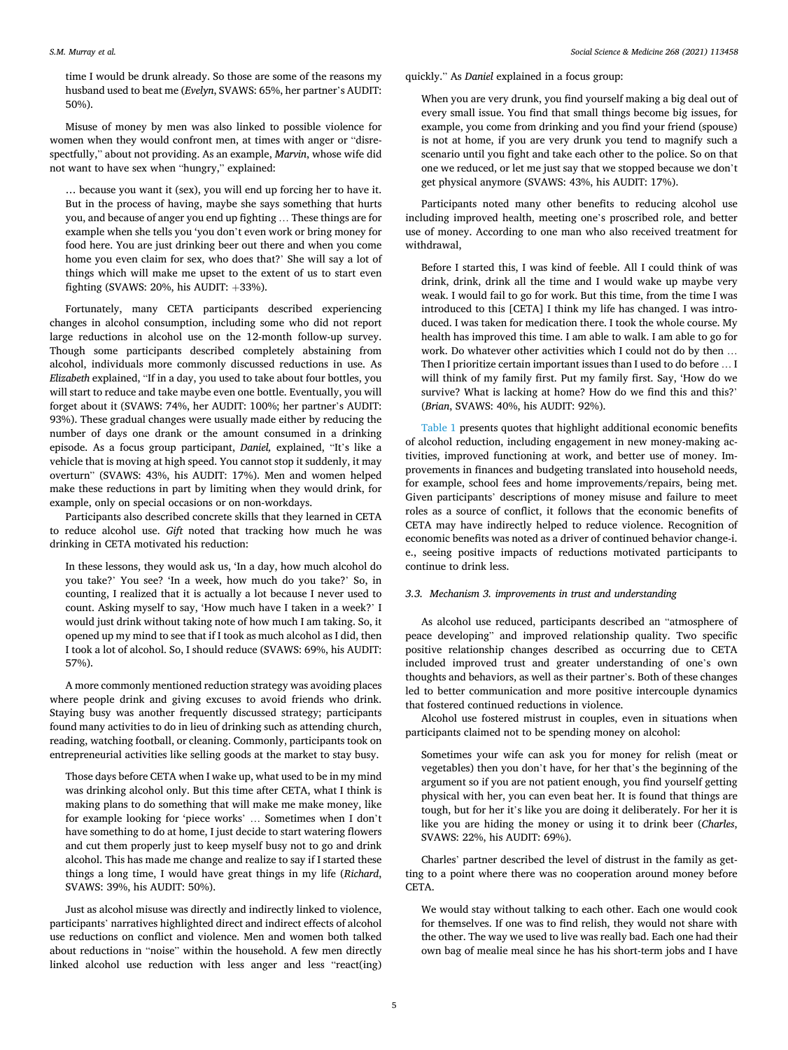time I would be drunk already. So those are some of the reasons my husband used to beat me (*Evelyn*, SVAWS: 65%, her partner's AUDIT: 50%).

Misuse of money by men was also linked to possible violence for women when they would confront men, at times with anger or "disrespectfully," about not providing. As an example, *Marvin*, whose wife did not want to have sex when "hungry," explained:

> … because you want it (sex), you will end up forcing her to have it. But in the process of having, maybe she says something that hurts you, and because of anger you end up fighting … These things are for example when she tells you 'you don't even work or bring money for food here. You are just drinking beer out there and when you come home you even claim for sex, who does that?' She will say a lot of things which will make me upset to the extent of us to start even fighting (SVAWS: 20%, his AUDIT: +33%).

Fortunately, many CETA participants described experiencing changes in alcohol consumption, including some who did not report large reductions in alcohol use on the 12-month follow-up survey. Though some participants described completely abstaining from alcohol, individuals more commonly discussed reductions in use. As *Elizabeth* explained, "If in a day, you used to take about four bottles, you will start to reduce and take maybe even one bottle. Eventually, you will forget about it (SVAWS: 74%, her AUDIT: 100%; her partner's AUDIT: 93%). These gradual changes were usually made either by reducing the number of days one drank or the amount consumed in a drinking episode. As a focus group participant, *Daniel,* explained, "It's like a vehicle that is moving at high speed. You cannot stop it suddenly, it may overturn" (SVAWS: 43%, his AUDIT: 17%). Men and women helped make these reductions in part by limiting when they would drink, for example, only on special occasions or on non-workdays.

Participants also described concrete skills that they learned in CETA to reduce alcohol use. *Gift* noted that tracking how much he was drinking in CETA motivated his reduction:

> In these lessons, they would ask us, 'In a day, how much alcohol do you take?' You see? 'In a week, how much do you take?' So, in counting, I realized that it is actually a lot because I never used to count. Asking myself to say, 'How much have I taken in a week?' I would just drink without taking note of how much I am taking. So, it opened up my mind to see that if I took as much alcohol as I did, then I took a lot of alcohol. So, I should reduce (SVAWS: 69%, his AUDIT: 57%).

A more commonly mentioned reduction strategy was avoiding places where people drink and giving excuses to avoid friends who drink. Staying busy was another frequently discussed strategy; participants found many activities to do in lieu of drinking such as attending church, reading, watching football, or cleaning. Commonly, participants took on entrepreneurial activities like selling goods at the market to stay busy.

> Those days before CETA when I wake up, what used to be in my mind was drinking alcohol only. But this time after CETA, what I think is making plans to do something that will make me make money, like for example looking for 'piece works' … Sometimes when I don't have something to do at home, I just decide to start watering flowers and cut them properly just to keep myself busy not to go and drink alcohol. This has made me change and realize to say if I started these things a long time, I would have great things in my life (*Richard*, SVAWS: 39%, his AUDIT: 50%).

Just as alcohol misuse was directly and indirectly linked to violence, participants' narratives highlighted direct and indirect effects of alcohol use reductions on conflict and violence. Men and women both talked about reductions in "noise" within the household. A few men directly linked alcohol use reduction with less anger and less "react(ing) quickly." As *Daniel* explained in a focus group:

> When you are very drunk, you find yourself making a big deal out of every small issue. You find that small things become big issues, for example, you come from drinking and you find your friend (spouse) is not at home, if you are very drunk you tend to magnify such a scenario until you fight and take each other to the police. So on that one we reduced, or let me just say that we stopped because we don't get physical anymore (SVAWS: 43%, his AUDIT: 17%).

Participants noted many other benefits to reducing alcohol use including improved health, meeting one's proscribed role, and better use of money. According to one man who also received treatment for withdrawal,

> Before I started this, I was kind of feeble. All I could think of was drink, drink, drink all the time and I would wake up very weak. I would fail to go for work. But this time, from the time I was introduced to this [CETA] I think my life has changed. I was introduced. I was taken for medication there. I took the whole course. My health has improved this time. I am able to walk. I am able to go for work. Do whatever other activities which I could not do by then … Then I prioritize certain important issues than I used to do before … I will think of my family first. Put my family first. Say, 'How do we survive? What is lacking at home? How do we find this and this?' (*Brian*, SVAWS: 40%, his AUDIT: 92%).

Table 1 presents quotes that highlight additional economic benefits of alcohol reduction, including engagement in new money-making activities, improved functioning at work, and better use of money. Improvements in finances and budgeting translated into household needs, for example, school fees and home improvements/repairs, being met. Given participants' descriptions of money misuse and failure to meet roles as a source of conflict, it follows that the economic benefits of CETA may have indirectly helped to reduce violence. Recognition of economic benefits was noted as a driver of continued behavior change-i.e., seeing positive impacts of reductions motivated participants to continue to drink less.

### 3.3. Mechanism 3. improvements in trust and understanding

As alcohol use reduced, participants described an "atmosphere of peace developing" and improved relationship quality. Two specific positive relationship changes described as occurring due to CETA included improved trust and greater understanding of one's own thoughts and behaviors, as well as their partner's. Both of these changes led to better communication and more positive intercouple dynamics that fostered continued reductions in violence.

Alcohol use fostered mistrust in couples, even in situations when participants claimed not to be spending money on alcohol:

> Sometimes your wife can ask you for money for relish (meat or vegetables) then you don't have, for her that's the beginning of the argument so if you are not patient enough, you find yourself getting physical with her, you can even beat her. It is found that things are tough, but for her it's like you are doing it deliberately. For her it is like you are hiding the money or using it to drink beer (*Charles*, SVAWS: 22%, his AUDIT: 69%).

Charles' partner described the level of distrust in the family as getting to a point where there was no cooperation around money before CETA.

> We would stay without talking to each other. Each one would cook for themselves. If one was to find relish, they would not share with the other. The way we used to live was really bad. Each one had their own bag of mealie meal since he has his short-term jobs and I have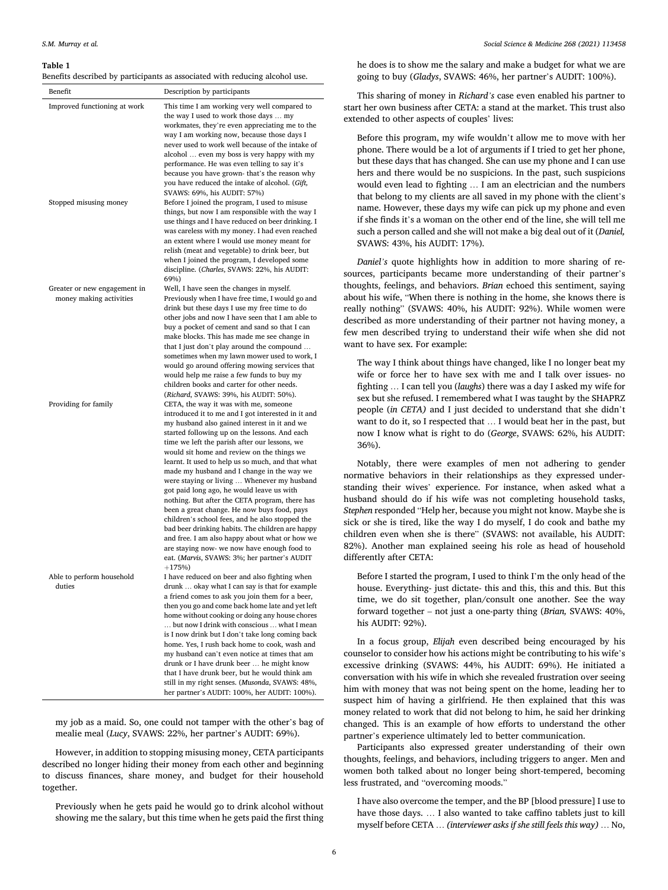**Table 1**
Benefits described by participants as associated with reducing alcohol use.

| Benefit | Description by participants |
|---|---|
| Improved functioning at work | This time I am working very well compared to the way I used to work those days … my workmates, they're even appreciating me to the way I am working now, because those days I never used to work well because of the intake of alcohol … even my boss is very happy with my performance. He was even telling to say it's because you have grown- that's the reason why you have reduced the intake of alcohol. (*Gift*, SVAWS: 69%, his AUDIT: 57%) |
| Stopped misusing money | Before I joined the program, I used to misuse things, but now I am responsible with the way I use things and I have reduced on beer drinking. I was careless with my money. I had even reached an extent where I would use money meant for relish (meat and vegetable) to drink beer, but when I joined the program, I developed some discipline. (*Charles*, SVAWS: 22%, his AUDIT: 69%) |
| Greater or new engagement in money making activities | Well, I have seen the changes in myself. Previously when I have free time, I would go and drink but these days I use my free time to do other jobs and now I have seen that I am able to buy a pocket of cement and sand so that I can make blocks. This has made me see change in that I just don't play around the compound … sometimes when my lawn mower used to work, I would go around offering mowing services that would help me raise a few funds to buy my children books and carter for other needs. (*Richard*, SVAWS: 39%, his AUDIT: 50%). |
| Providing for family | CETA, the way it was with me, someone introduced it to me and I got interested in it and my husband also gained interest in it and we started following up on the lessons. And each time we left the parish after our lessons, we would sit home and review on the things we learnt. It used to help us so much, and that what made my husband and I change in the way we were staying or living … Whenever my husband got paid long ago, he would leave us with nothing. But after the CETA program, there has been a great change. He now buys food, pays children's school fees, and he also stopped the bad beer drinking habits. The children are happy and free. I am also happy about what or how we are staying now- we now have enough food to eat. (*Marvis*, SVAWS: 3%; her partner's AUDIT +175%) |
| Able to perform household duties | I have reduced on beer and also fighting when drunk … okay what I can say is that for example a friend comes to ask you join them for a beer, then you go and come back home late and yet left home without cooking or doing any house chores … but now I drink with conscious … what I mean is I now drink but I don't take long coming back home. Yes, I rush back home to cook, wash and my husband can't even notice at times that am drunk or I have drunk beer … he might know that I have drunk beer, but he would think am still in my right senses. (*Musonda*, SVAWS: 48%, her partner's AUDIT: 100%, her AUDIT: 100%). |

my job as a maid. So, one could not tamper with the other's bag of mealie meal (*Lucy*, SVAWS: 22%, her partner's AUDIT: 69%).

However, in addition to stopping misusing money, CETA participants described no longer hiding their money from each other and beginning to discuss finances, share money, and budget for their household together.

> Previously when he gets paid he would go to drink alcohol without showing me the salary, but this time when he gets paid the first thing he does is to show me the salary and make a budget for what we are going to buy (*Gladys*, SVAWS: 46%, her partner's AUDIT: 100%).

This sharing of money in *Richard's* case even enabled his partner to start her own business after CETA: a stand at the market. This trust also extended to other aspects of couples' lives:

> Before this program, my wife wouldn't allow me to move with her phone. There would be a lot of arguments if I tried to get her phone, but these days that has changed. She can use my phone and I can use hers and there would be no suspicions. In the past, such suspicions would even lead to fighting … I am an electrician and the numbers that belong to my clients are all saved in my phone with the client's name. However, these days my wife can pick up my phone and even if she finds it's a woman on the other end of the line, she will tell me such a person called and she will not make a big deal out of it (*Daniel,* SVAWS: 43%, his AUDIT: 17%).

*Daniel's* quote highlights how in addition to more sharing of resources, participants became more understanding of their partner's thoughts, feelings, and behaviors. *Brian* echoed this sentiment, saying about his wife, "When there is nothing in the home, she knows there is really nothing" (SVAWS: 40%, his AUDIT: 92%). While women were described as more understanding of their partner not having money, a few men described trying to understand their wife when she did not want to have sex. For example:

> The way I think about things have changed, like I no longer beat my wife or force her to have sex with me and I talk over issues- no fighting … I can tell you (*laughs*) there was a day I asked my wife for sex but she refused. I remembered what I was taught by the SHAPRZ people (*in CETA)* and I just decided to understand that she didn't want to do it, so I respected that … I would beat her in the past, but now I know what is right to do (*George*, SVAWS: 62%, his AUDIT: 36%).

Notably, there were examples of men not adhering to gender normative behaviors in their relationships as they expressed understanding their wives' experience. For instance, when asked what a husband should do if his wife was not completing household tasks, *Stephen* responded "Help her, because you might not know. Maybe she is sick or she is tired, like the way I do myself, I do cook and bathe my children even when she is there" (SVAWS: not available, his AUDIT: 82%). Another man explained seeing his role as head of household differently after CETA:

> Before I started the program, I used to think I'm the only head of the house. Everything- just dictate- this and this, this and this. But this time, we do sit together, plan/consult one another. See the way forward together – not just a one-party thing (*Brian,* SVAWS: 40%, his AUDIT: 92%).

In a focus group, *Elijah* even described being encouraged by his counselor to consider how his actions might be contributing to his wife's excessive drinking (SVAWS: 44%, his AUDIT: 69%). He initiated a conversation with his wife in which she revealed frustration over seeing him with money that was not being spent on the home, leading her to suspect him of having a girlfriend. He then explained that this was money related to work that did not belong to him, he said her drinking changed. This is an example of how efforts to understand the other partner's experience ultimately led to better communication.

Participants also expressed greater understanding of their own thoughts, feelings, and behaviors, including triggers to anger. Men and women both talked about no longer being short-tempered, becoming less frustrated, and "overcoming moods."

> I have also overcome the temper, and the BP [blood pressure] I use to have those days. … I also wanted to take caffino tablets just to kill myself before CETA … *(interviewer asks if she still feels this way)* … No,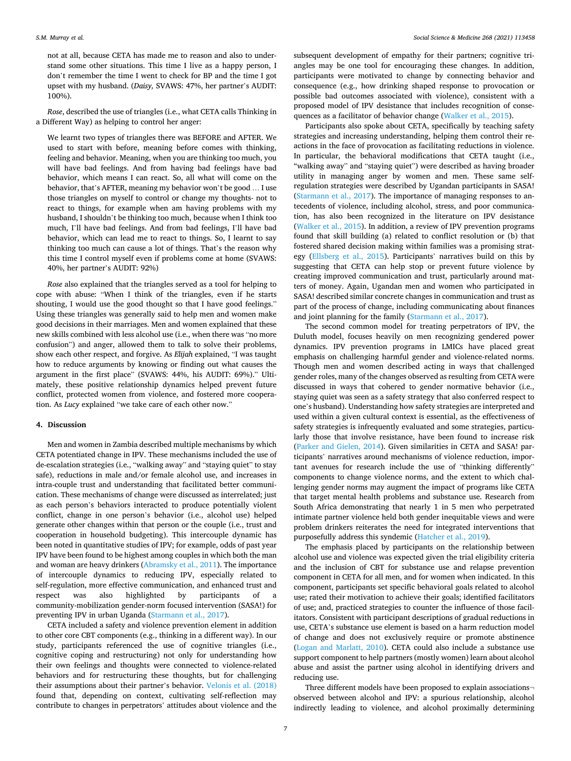not at all, because CETA has made me to reason and also to understand some other situations. This time I live as a happy person, I don't remember the time I went to check for BP and the time I got upset with my husband. (*Daisy,* SVAWS: 47%, her partner's AUDIT: 100%).

*Rose*, described the use of triangles (i.e., what CETA calls Thinking in a Different Way) as helping to control her anger:

> We learnt two types of triangles there was BEFORE and AFTER. We used to start with before, meaning before comes with thinking, feeling and behavior. Meaning, when you are thinking too much, you will have bad feelings. And from having bad feelings have bad behavior, which means I can react. So, all what will come on the behavior, that's AFTER, meaning my behavior won't be good … I use those triangles on myself to control or change my thoughts- not to react to things, for example when am having problems with my husband, I shouldn't be thinking too much, because when I think too much, I'll have bad feelings. And from bad feelings, I'll have bad behavior, which can lead me to react to things. So, I learnt to say thinking too much can cause a lot of things. That's the reason why this time I control myself even if problems come at home (SVAWS: 40%, her partner's AUDIT: 92%)

*Rose* also explained that the triangles served as a tool for helping to cope with abuse: "When I think of the triangles, even if he starts shouting, I would use the good thought so that I have good feelings." Using these triangles was generally said to help men and women make good decisions in their marriages. Men and women explained that these new skills combined with less alcohol use (i.e., when there was "no more confusion") and anger, allowed them to talk to solve their problems, show each other respect, and forgive. As *Elijah* explained, "I was taught how to reduce arguments by knowing or finding out what causes the argument in the first place" (SVAWS: 44%, his AUDIT: 69%)." Ultimately, these positive relationship dynamics helped prevent future conflict, protected women from violence, and fostered more cooperation. As *Lucy* explained "we take care of each other now."

## 4. Discussion

Men and women in Zambia described multiple mechanisms by which CETA potentiated change in IPV. These mechanisms included the use of de-escalation strategies (i.e., "walking away" and "staying quiet" to stay safe), reductions in male and/or female alcohol use, and increases in intra-couple trust and understanding that facilitated better communication. These mechanisms of change were discussed as interrelated; just as each person's behaviors interacted to produce potentially violent conflict, change in one person's behavior (i.e., alcohol use) helped generate other changes within that person or the couple (i.e., trust and cooperation in household budgeting). This intercouple dynamic has been noted in quantitative studies of IPV; for example, odds of past year IPV have been found to be highest among couples in which both the man and woman are heavy drinkers (Abramsky et al., 2011). The importance of intercouple dynamics to reducing IPV, especially related to self-regulation, more effective communication, and enhanced trust and respect was also highlighted by participants of a community-mobilization gender-norm focused intervention (SASA!) for preventing IPV in urban Uganda (Starmann et al., 2017).

CETA included a safety and violence prevention element in addition to other core CBT components (e.g., thinking in a different way). In our study, participants referenced the use of cognitive triangles (i.e., cognitive coping and restructuring) not only for understanding how their own feelings and thoughts were connected to violence-related behaviors and for restructuring these thoughts, but for challenging their assumptions about their partner's behavior. Velonis et al. (2018) found that, depending on context, cultivating self-reflection may contribute to changes in perpetrators' attitudes about violence and the subsequent development of empathy for their partners; cognitive triangles may be one tool for encouraging these changes. In addition, participants were motivated to change by connecting behavior and consequence (e.g., how drinking shaped response to provocation or possible bad outcomes associated with violence), consistent with a proposed model of IPV desistance that includes recognition of consequences as a facilitator of behavior change (Walker et al., 2015).

Participants also spoke about CETA, specifically by teaching safety strategies and increasing understanding, helping them control their reactions in the face of provocation as facilitating reductions in violence. In particular, the behavioral modifications that CETA taught (i.e., "walking away" and "staying quiet") were described as having broader utility in managing anger by women and men. These same self-regulation strategies were described by Ugandan participants in SASA! (Starmann et al., 2017). The importance of managing responses to antecedents of violence, including alcohol, stress, and poor communication, has also been recognized in the literature on IPV desistance (Walker et al., 2015). In addition, a review of IPV prevention programs found that skill building (a) related to conflict resolution or (b) that fostered shared decision making within families was a promising strategy (Ellsberg et al., 2015). Participants' narratives build on this by suggesting that CETA can help stop or prevent future violence by creating improved communication and trust, particularly around matters of money. Again, Ugandan men and women who participated in SASA! described similar concrete changes in communication and trust as part of the process of change, including communicating about finances and joint planning for the family (Starmann et al., 2017).

The second common model for treating perpetrators of IPV, the Duluth model, focuses heavily on men recognizing gendered power dynamics. IPV prevention programs in LMICs have placed great emphasis on challenging harmful gender and violence-related norms. Though men and women described acting in ways that challenged gender roles, many of the changes observed as resulting from CETA were discussed in ways that cohered to gender normative behavior (i.e., staying quiet was seen as a safety strategy that also conferred respect to one's husband). Understanding how safety strategies are interpreted and used within a given cultural context is essential, as the effectiveness of safety strategies is infrequently evaluated and some strategies, particularly those that involve resistance, have been found to increase risk (Parker and Gielen, 2014). Given similarities in CETA and SASA! participants' narratives around mechanisms of violence reduction, important avenues for research include the use of "thinking differently" components to change violence norms, and the extent to which challenging gender norms may augment the impact of programs like CETA that target mental health problems and substance use. Research from South Africa demonstrating that nearly 1 in 5 men who perpetrated intimate partner violence held both gender inequitable views and were problem drinkers reiterates the need for integrated interventions that purposefully address this syndemic (Hatcher et al., 2019).

The emphasis placed by participants on the relationship between alcohol use and violence was expected given the trial eligibility criteria and the inclusion of CBT for substance use and relapse prevention component in CETA for all men, and for women when indicated. In this component, participants set specific behavioral goals related to alcohol use; rated their motivation to achieve their goals; identified facilitators of use; and, practiced strategies to counter the influence of those facilitators. Consistent with participant descriptions of gradual reductions in use, CETA's substance use element is based on a harm reduction model of change and does not exclusively require or promote abstinence (Logan and Marlatt, 2010). CETA could also include a substance use support component to help partners (mostly women) learn about alcohol abuse and assist the partner using alcohol in identifying drivers and reducing use.

Three different models have been proposed to explain associations¬ observed between alcohol and IPV: a spurious relationship, alcohol indirectly leading to violence, and alcohol proximally determining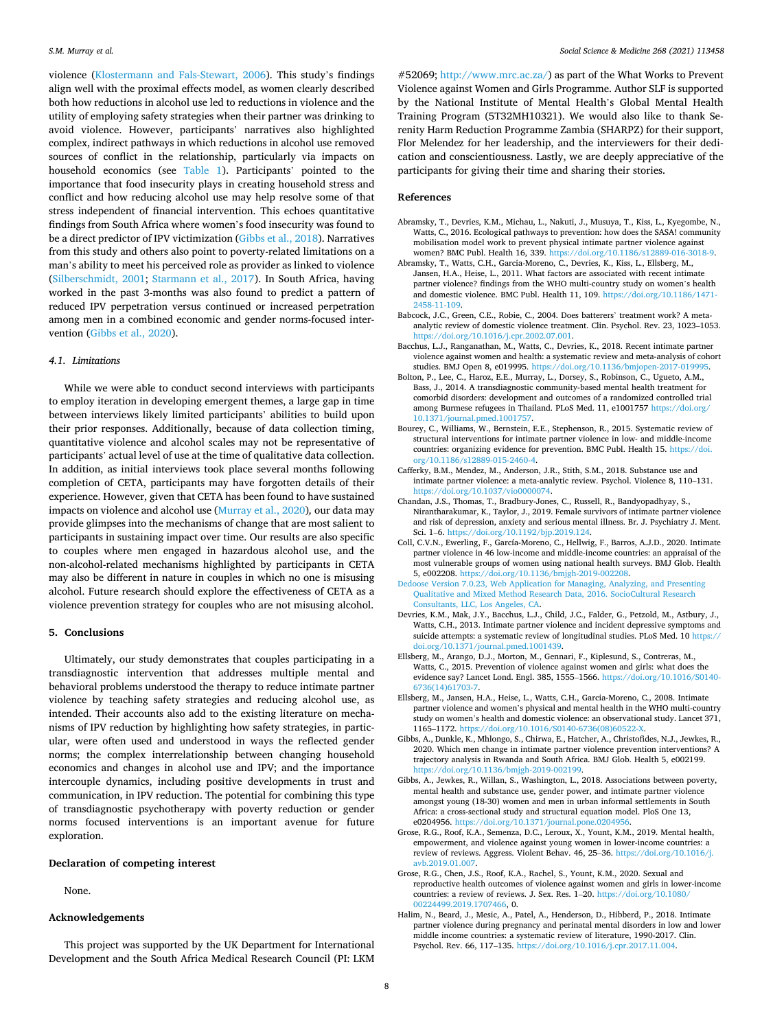violence (Klostermann and Fals-Stewart, 2006). This study's findings align well with the proximal effects model, as women clearly described both how reductions in alcohol use led to reductions in violence and the utility of employing safety strategies when their partner was drinking to avoid violence. However, participants' narratives also highlighted complex, indirect pathways in which reductions in alcohol use removed sources of conflict in the relationship, particularly via impacts on household economics (see Table 1). Participants' pointed to the importance that food insecurity plays in creating household stress and conflict and how reducing alcohol use may help resolve some of that stress independent of financial intervention. This echoes quantitative findings from South Africa where women's food insecurity was found to be a direct predictor of IPV victimization (Gibbs et al., 2018). Narratives from this study and others also point to poverty-related limitations on a man's ability to meet his perceived role as provider as linked to violence (Silberschmidt, 2001; Starmann et al., 2017). In South Africa, having worked in the past 3-months was also found to predict a pattern of reduced IPV perpetration versus continued or increased perpetration among men in a combined economic and gender norms-focused intervention (Gibbs et al., 2020).

### 4.1. Limitations

While we were able to conduct second interviews with participants to employ iteration in developing emergent themes, a large gap in time between interviews likely limited participants' abilities to build upon their prior responses. Additionally, because of data collection timing, quantitative violence and alcohol scales may not be representative of participants' actual level of use at the time of qualitative data collection. In addition, as initial interviews took place several months following completion of CETA, participants may have forgotten details of their experience. However, given that CETA has been found to have sustained impacts on violence and alcohol use (Murray et al., 2020), our data may provide glimpses into the mechanisms of change that are most salient to participants in sustaining impact over time. Our results are also specific to couples where men engaged in hazardous alcohol use, and the non-alcohol-related mechanisms highlighted by participants in CETA may also be different in nature in couples in which no one is misusing alcohol. Future research should explore the effectiveness of CETA as a violence prevention strategy for couples who are not misusing alcohol.

## 5. Conclusions

Ultimately, our study demonstrates that couples participating in a transdiagnostic intervention that addresses multiple mental and behavioral problems understood the therapy to reduce intimate partner violence by teaching safety strategies and reducing alcohol use, as intended. Their accounts also add to the existing literature on mechanisms of IPV reduction by highlighting how safety strategies, in particular, were often used and understood in ways the reflected gender norms; the complex interrelationship between changing household economics and changes in alcohol use and IPV; and the importance intercouple dynamics, including positive developments in trust and communication, in IPV reduction. The potential for combining this type of transdiagnostic psychotherapy with poverty reduction or gender norms focused interventions is an important avenue for future exploration.

## Declaration of competing interest

None.

## Acknowledgements

This project was supported by the UK Department for International Development and the South Africa Medical Research Council (PI: LKM #52069; http://www.mrc.ac.za/) as part of the What Works to Prevent Violence against Women and Girls Programme. Author SLF is supported by the National Institute of Mental Health's Global Mental Health Training Program (5T32MH10321). We would also like to thank Serenity Harm Reduction Programme Zambia (SHARPZ) for their support, Flor Melendez for her leadership, and the interviewers for their dedication and conscientiousness. Lastly, we are deeply appreciative of the participants for giving their time and sharing their stories.

## References

Abramsky, T., Devries, K.M., Michau, L., Nakuti, J., Musuya, T., Kiss, L., Kyegombe, N., Watts, C., 2016. Ecological pathways to prevention: how does the SASA! community mobilisation model work to prevent physical intimate partner violence against women? BMC Publ. Health 16, 339. https://doi.org/10.1186/s12889-016-3018-9.

Abramsky, T., Watts, C.H., Garcia-Moreno, C., Devries, K., Kiss, L., Ellsberg, M., Jansen, H.A., Heise, L., 2011. What factors are associated with recent intimate partner violence? findings from the WHO multi-country study on women's health and domestic violence. BMC Publ. Health 11, 109. https://doi.org/10.1186/1471-2458-11-109.

Babcock, J.C., Green, C.E., Robie, C., 2004. Does batterers' treatment work? A meta-analytic review of domestic violence treatment. Clin. Psychol. Rev. 23, 1023–1053. https://doi.org/10.1016/j.cpr.2002.07.001.

Bacchus, L.J., Ranganathan, M., Watts, C., Devries, K., 2018. Recent intimate partner violence against women and health: a systematic review and meta-analysis of cohort studies. BMJ Open 8, e019995. https://doi.org/10.1136/bmjopen-2017-019995.

Bolton, P., Lee, C., Haroz, E.E., Murray, L., Dorsey, S., Robinson, C., Ugueto, A.M., Bass, J., 2014. A transdiagnostic community-based mental health treatment for comorbid disorders: development and outcomes of a randomized controlled trial among Burmese refugees in Thailand. PLoS Med. 11, e1001757 https://doi.org/10.1371/journal.pmed.1001757.

Bourey, C., Williams, W., Bernstein, E.E., Stephenson, R., 2015. Systematic review of structural interventions for intimate partner violence in low- and middle-income countries: organizing evidence for prevention. BMC Publ. Health 15. https://doi.org/10.1186/s12889-015-2460-4.

Cafferky, B.M., Mendez, M., Anderson, J.R., Stith, S.M., 2018. Substance use and intimate partner violence: a meta-analytic review. Psychol. Violence 8, 110–131. https://doi.org/10.1037/vio0000074.

Chandan, J.S., Thomas, T., Bradbury-Jones, C., Russell, R., Bandyopadhyay, S., Nirantharakumar, K., Taylor, J., 2019. Female survivors of intimate partner violence and risk of depression, anxiety and serious mental illness. Br. J. Psychiatry J. Ment. Sci. 1–6. https://doi.org/10.1192/bjp.2019.124.

Coll, C.V.N., Ewerling, F., García-Moreno, C., Hellwig, F., Barros, A.J.D., 2020. Intimate partner violence in 46 low-income and middle-income countries: an appraisal of the most vulnerable groups of women using national health surveys. BMJ Glob. Health 5, e002208. https://doi.org/10.1136/bmjgh-2019-002208.

Dedoose Version 7.0.23, Web Application for Managing, Analyzing, and Presenting Qualitative and Mixed Method Research Data, 2016. SocioCultural Research Consultants, LLC, Los Angeles, CA.

Devries, K.M., Mak, J.Y., Bacchus, L.J., Child, J.C., Falder, G., Petzold, M., Astbury, J., Watts, C.H., 2013. Intimate partner violence and incident depressive symptoms and suicide attempts: a systematic review of longitudinal studies. PLoS Med. 10 https://doi.org/10.1371/journal.pmed.1001439.

Ellsberg, M., Arango, D.J., Morton, M., Gennari, F., Kiplesund, S., Contreras, M., Watts, C., 2015. Prevention of violence against women and girls: what does the evidence say? Lancet Lond. Engl. 385, 1555–1566. https://doi.org/10.1016/S0140-6736(14)61703-7.

Ellsberg, M., Jansen, H.A., Heise, L., Watts, C.H., Garcia-Moreno, C., 2008. Intimate partner violence and women's physical and mental health in the WHO multi-country study on women's health and domestic violence: an observational study. Lancet 371, 1165–1172. https://doi.org/10.1016/S0140-6736(08)60522-X.

Gibbs, A., Dunkle, K., Mhlongo, S., Chirwa, E., Hatcher, A., Christofides, N.J., Jewkes, R., 2020. Which men change in intimate partner violence prevention interventions? A trajectory analysis in Rwanda and South Africa. BMJ Glob. Health 5, e002199. https://doi.org/10.1136/bmjgh-2019-002199.

Gibbs, A., Jewkes, R., Willan, S., Washington, L., 2018. Associations between poverty, mental health and substance use, gender power, and intimate partner violence amongst young (18-30) women and men in urban informal settlements in South Africa: a cross-sectional study and structural equation model. PloS One 13, e0204956. https://doi.org/10.1371/journal.pone.0204956.

Grose, R.G., Roof, K.A., Semenza, D.C., Leroux, X., Yount, K.M., 2019. Mental health, empowerment, and violence against young women in lower-income countries: a review of reviews. Aggress. Violent Behav. 46, 25–36. https://doi.org/10.1016/j.avb.2019.01.007.

Grose, R.G., Chen, J.S., Roof, K.A., Rachel, S., Yount, K.M., 2020. Sexual and reproductive health outcomes of violence against women and girls in lower-income countries: a review of reviews. J. Sex. Res. 1–20. https://doi.org/10.1080/00224499.2019.1707466, 0.

Halim, N., Beard, J., Mesic, A., Patel, A., Henderson, D., Hibberd, P., 2018. Intimate partner violence during pregnancy and perinatal mental disorders in low and lower middle income countries: a systematic review of literature, 1990-2017. Clin. Psychol. Rev. 66, 117–135. https://doi.org/10.1016/j.cpr.2017.11.004.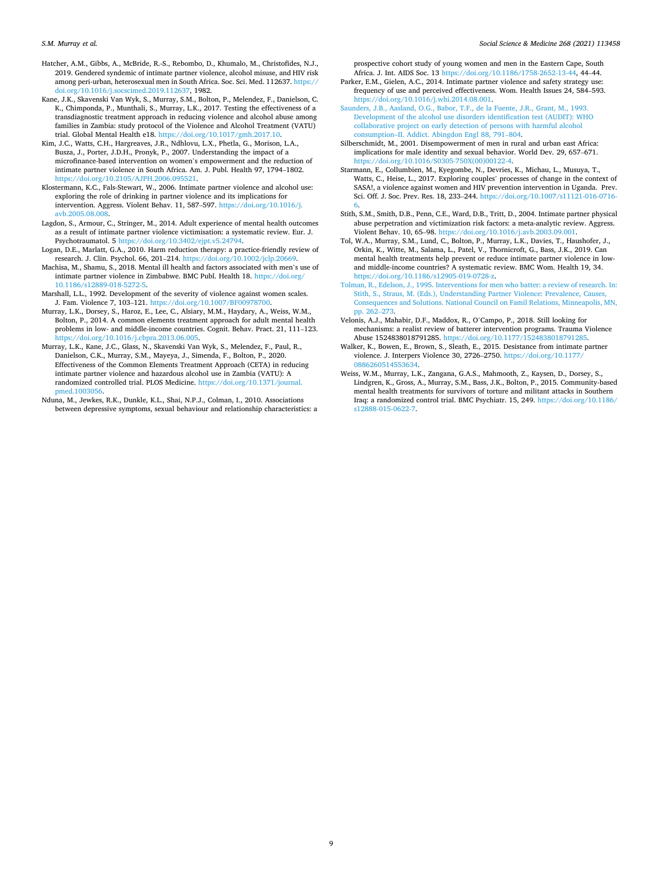Hatcher, A.M., Gibbs, A., McBride, R.-S., Rebombo, D., Khumalo, M., Christofides, N.J., 2019. Gendered syndemic of intimate partner violence, alcohol misuse, and HIV risk among peri-urban, heterosexual men in South Africa. Soc. Sci. Med. 112637. https://doi.org/10.1016/j.socscimed.2019.112637, 1982.

Kane, J.K., Skavenski Van Wyk, S., Murray, S.M., Bolton, P., Melendez, F., Danielson, C. K., Chimponda, P., Munthali, S., Murray, L.K., 2017. Testing the effectiveness of a transdiagnostic treatment approach in reducing violence and alcohol abuse among families in Zambia: study protocol of the Violence and Alcohol Treatment (VATU) trial. Global Mental Health e18. https://doi.org/10.1017/gmh.2017.10.

Kim, J.C., Watts, C.H., Hargreaves, J.R., Ndhlovu, L.X., Phetla, G., Morison, L.A., Busza, J., Porter, J.D.H., Pronyk, P., 2007. Understanding the impact of a microfinance-based intervention on women's empowerment and the reduction of intimate partner violence in South Africa. Am. J. Publ. Health 97, 1794–1802. https://doi.org/10.2105/AJPH.2006.095521.

Klostermann, K.C., Fals-Stewart, W., 2006. Intimate partner violence and alcohol use: exploring the role of drinking in partner violence and its implications for intervention. Aggress. Violent Behav. 11, 587–597. https://doi.org/10.1016/j.avb.2005.08.008.

Lagdon, S., Armour, C., Stringer, M., 2014. Adult experience of mental health outcomes as a result of intimate partner violence victimisation: a systematic review. Eur. J. Psychotraumatol. 5 https://doi.org/10.3402/ejpt.v5.24794.

Logan, D.E., Marlatt, G.A., 2010. Harm reduction therapy: a practice-friendly review of research. J. Clin. Psychol. 66, 201–214. https://doi.org/10.1002/jclp.20669.

Machisa, M., Shamu, S., 2018. Mental ill health and factors associated with men's use of intimate partner violence in Zimbabwe. BMC Publ. Health 18. https://doi.org/10.1186/s12889-018-5272-5.

Marshall, L.L., 1992. Development of the severity of violence against women scales. J. Fam. Violence 7, 103–121. https://doi.org/10.1007/BF00978700.

Murray, L.K., Dorsey, S., Haroz, E., Lee, C., Alsiary, M.M., Haydary, A., Weiss, W.M., Bolton, P., 2014. A common elements treatment approach for adult mental health problems in low- and middle-income countries. Cognit. Behav. Pract. 21, 111–123. https://doi.org/10.1016/j.cbpra.2013.06.005.

Murray, L.K., Kane, J.C., Glass, N., Skavenski Van Wyk, S., Melendez, F., Paul, R., Danielson, C.K., Murray, S.M., Mayeya, J., Simenda, F., Bolton, P., 2020. Effectiveness of the Common Elements Treatment Approach (CETA) in reducing intimate partner violence and hazardous alcohol use in Zambia (VATU): A randomized controlled trial. PLOS Medicine. https://doi.org/10.1371/journal.pmed.1003056.

Nduna, M., Jewkes, R.K., Dunkle, K.L., Shai, N.P.J., Colman, I., 2010. Associations between depressive symptoms, sexual behaviour and relationship characteristics: a prospective cohort study of young women and men in the Eastern Cape, South Africa. J. Int. AIDS Soc. 13 https://doi.org/10.1186/1758-2652-13-44, 44–44.

Parker, E.M., Gielen, A.C., 2014. Intimate partner violence and safety strategy use: frequency of use and perceived effectiveness. Wom. Health Issues 24, 584–593. https://doi.org/10.1016/j.whi.2014.08.001.

Saunders, J.B., Aasland, O.G., Babor, T.F., de la Fuente, J.R., Grant, M., 1993. Development of the alcohol use disorders identification test (AUDIT): WHO collaborative project on early detection of persons with harmful alcohol consumption–II. Addict. Abingdon Engl 88, 791–804.

Silberschmidt, M., 2001. Disempowerment of men in rural and urban east Africa: implications for male identity and sexual behavior. World Dev. 29, 657–671. https://doi.org/10.1016/S0305-750X(00)00122-4.

Starmann, E., Collumbien, M., Kyegombe, N., Devries, K., Michau, L., Musuya, T., Watts, C., Heise, L., 2017. Exploring couples' processes of change in the context of SASA!, a violence against women and HIV prevention intervention in Uganda. Prev. Sci. Off. J. Soc. Prev. Res. 18, 233–244. https://doi.org/10.1007/s11121-016-0716-6.

Stith, S.M., Smith, D.B., Penn, C.E., Ward, D.B., Tritt, D., 2004. Intimate partner physical abuse perpetration and victimization risk factors: a meta-analytic review. Aggress. Violent Behav. 10, 65–98. https://doi.org/10.1016/j.avb.2003.09.001.

Tol, W.A., Murray, S.M., Lund, C., Bolton, P., Murray, L.K., Davies, T., Haushofer, J., Orkin, K., Witte, M., Salama, L., Patel, V., Thornicroft, G., Bass, J.K., 2019. Can mental health treatments help prevent or reduce intimate partner violence in low- and middle-income countries? A systematic review. BMC Wom. Health 19, 34. https://doi.org/10.1186/s12905-019-0728-z.

Tolman, R., Edelson, J., 1995. Interventions for men who batter: a review of research. In: Stith, S., Straus, M. (Eds.), Understanding Partner Violence: Prevalence, Causes, Consequences and Solutions. National Council on Famil Relations, Minneapolis, MN, pp. 262–273.

Velonis, A.J., Mahabir, D.F., Maddox, R., O'Campo, P., 2018. Still looking for mechanisms: a realist review of batterer intervention programs. Trauma Violence Abuse 1524838018791285. https://doi.org/10.1177/1524838018791285.

Walker, K., Bowen, E., Brown, S., Sleath, E., 2015. Desistance from intimate partner violence. J. Interpers Violence 30, 2726–2750. https://doi.org/10.1177/0886260514553634.

Weiss, W.M., Murray, L.K., Zangana, G.A.S., Mahmooth, Z., Kaysen, D., Dorsey, S., Lindgren, K., Gross, A., Murray, S.M., Bass, J.K., Bolton, P., 2015. Community-based mental health treatments for survivors of torture and militant attacks in Southern Iraq: a randomized control trial. BMC Psychiatr. 15, 249. https://doi.org/10.1186/s12888-015-0622-7.